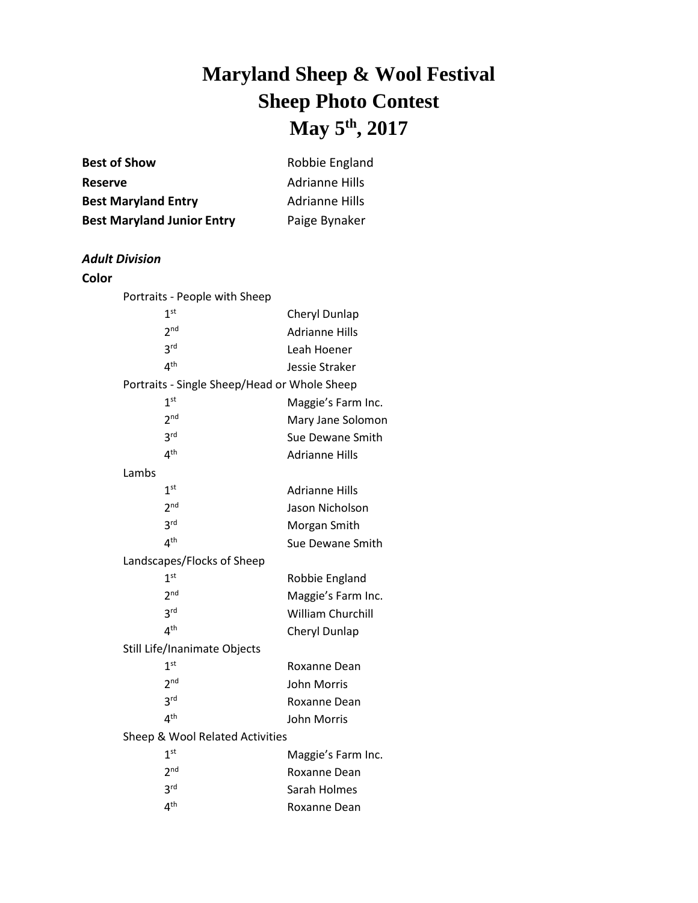# Maryland Sheep & Wool Festival
# Sheep Photo Contest
# May 5th, 2017

**Best of Show** Robbie England
**Reserve** Adrianne Hills
**Best Maryland Entry** Adrianne Hills
**Best Maryland Junior Entry** Paige Bynaker

***Adult Division***

**Color**

Portraits - People with Sheep

| | |
|---|---|
| 1st | Cheryl Dunlap |
| 2nd | Adrianne Hills |
| 3rd | Leah Hoener |
| 4th | Jessie Straker |

Portraits - Single Sheep/Head or Whole Sheep

| | |
|---|---|
| 1st | Maggie's Farm Inc. |
| 2nd | Mary Jane Solomon |
| 3rd | Sue Dewane Smith |
| 4th | Adrianne Hills |

Lambs

| | |
|---|---|
| 1st | Adrianne Hills |
| 2nd | Jason Nicholson |
| 3rd | Morgan Smith |
| 4th | Sue Dewane Smith |

Landscapes/Flocks of Sheep

| | |
|---|---|
| 1st | Robbie England |
| 2nd | Maggie's Farm Inc. |
| 3rd | William Churchill |
| 4th | Cheryl Dunlap |

Still Life/Inanimate Objects

| | |
|---|---|
| 1st | Roxanne Dean |
| 2nd | John Morris |
| 3rd | Roxanne Dean |
| 4th | John Morris |

Sheep & Wool Related Activities

| | |
|---|---|
| 1st | Maggie's Farm Inc. |
| 2nd | Roxanne Dean |
| 3rd | Sarah Holmes |
| 4th | Roxanne Dean |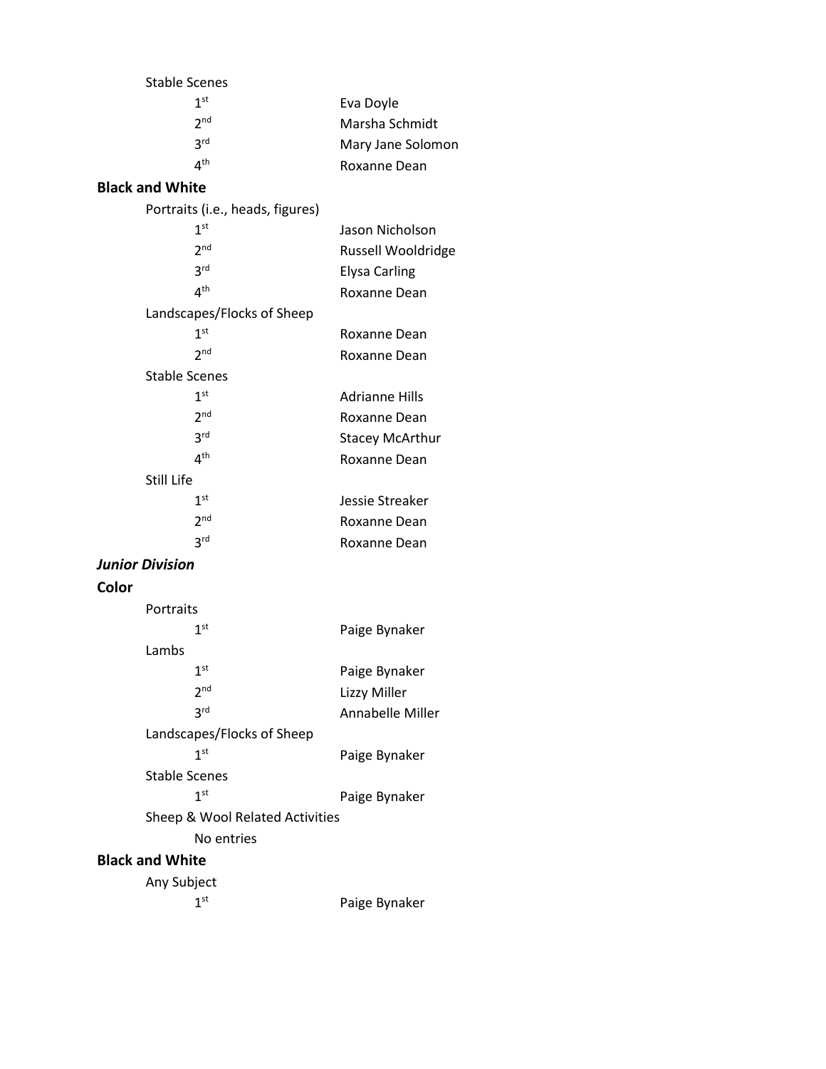Stable Scenes

| | |
|---|---|
| 1st | Eva Doyle |
| 2nd | Marsha Schmidt |
| 3rd | Mary Jane Solomon |
| 4th | Roxanne Dean |

**Black and White**

Portraits (i.e., heads, figures)

| | |
|---|---|
| 1st | Jason Nicholson |
| 2nd | Russell Wooldridge |
| 3rd | Elysa Carling |
| 4th | Roxanne Dean |

Landscapes/Flocks of Sheep

| | |
|---|---|
| 1st | Roxanne Dean |
| 2nd | Roxanne Dean |

Stable Scenes

| | |
|---|---|
| 1st | Adrianne Hills |
| 2nd | Roxanne Dean |
| 3rd | Stacey McArthur |
| 4th | Roxanne Dean |

Still Life

| | |
|---|---|
| 1st | Jessie Streaker |
| 2nd | Roxanne Dean |
| 3rd | Roxanne Dean |

***Junior Division***

**Color**

Portraits

| | |
|---|---|
| 1st | Paige Bynaker |

Lambs

| | |
|---|---|
| 1st | Paige Bynaker |
| 2nd | Lizzy Miller |
| 3rd | Annabelle Miller |

Landscapes/Flocks of Sheep

| | |
|---|---|
| 1st | Paige Bynaker |

Stable Scenes

| | |
|---|---|
| 1st | Paige Bynaker |

Sheep & Wool Related Activities

No entries

**Black and White**

Any Subject

| | |
|---|---|
| 1st | Paige Bynaker |